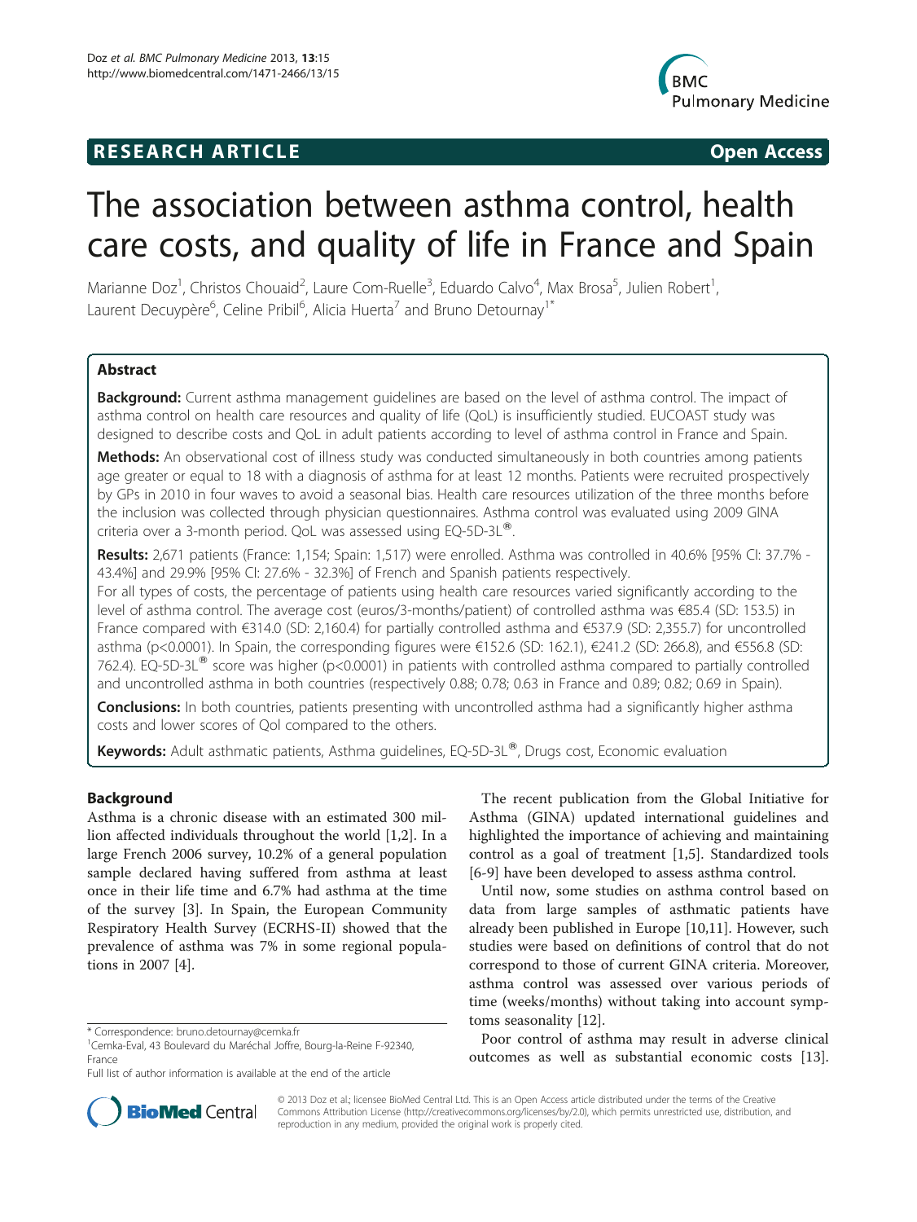RESEARCH ARTICLE **Open Access**

# The association between asthma control, health care costs, and quality of life in France and Spain

Marianne Doz[1], Christos Chouaid[2], Laure Com-Ruelle[3], Eduardo Calvo[4], Max Brosa[5], Julien Robert[1], Laurent Decuypère[6], Celine Pribil[6], Alicia Huerta[7] and Bruno Detournay[1*]

## Abstract

**Background:** Current asthma management guidelines are based on the level of asthma control. The impact of asthma control on health care resources and quality of life (QoL) is insufficiently studied. EUCOAST study was designed to describe costs and QoL in adult patients according to level of asthma control in France and Spain.

**Methods:** An observational cost of illness study was conducted simultaneously in both countries among patients age greater or equal to 18 with a diagnosis of asthma for at least 12 months. Patients were recruited prospectively by GPs in 2010 in four waves to avoid a seasonal bias. Health care resources utilization of the three months before the inclusion was collected through physician questionnaires. Asthma control was evaluated using 2009 GINA criteria over a 3-month period. QoL was assessed using EQ-5D-3L®.

**Results:** 2,671 patients (France: 1,154; Spain: 1,517) were enrolled. Asthma was controlled in 40.6% [95% CI: 37.7% - 43.4%] and 29.9% [95% CI: 27.6% - 32.3%] of French and Spanish patients respectively.
For all types of costs, the percentage of patients using health care resources varied significantly according to the level of asthma control. The average cost (euros/3-months/patient) of controlled asthma was €85.4 (SD: 153.5) in France compared with €314.0 (SD: 2,160.4) for partially controlled asthma and €537.9 (SD: 2,355.7) for uncontrolled asthma (p<0.0001). In Spain, the corresponding figures were €152.6 (SD: 162.1), €241.2 (SD: 266.8), and €556.8 (SD: 762.4). EQ-5D-3L® score was higher (p<0.0001) in patients with controlled asthma compared to partially controlled and uncontrolled asthma in both countries (respectively 0.88; 0.78; 0.63 in France and 0.89; 0.82; 0.69 in Spain).

**Conclusions:** In both countries, patients presenting with uncontrolled asthma had a significantly higher asthma costs and lower scores of Qol compared to the others.

**Keywords:** Adult asthmatic patients, Asthma guidelines, EQ-5D-3L®, Drugs cost, Economic evaluation

## Background

Asthma is a chronic disease with an estimated 300 million affected individuals throughout the world [1,2]. In a large French 2006 survey, 10.2% of a general population sample declared having suffered from asthma at least once in their life time and 6.7% had asthma at the time of the survey [3]. In Spain, the European Community Respiratory Health Survey (ECRHS-II) showed that the prevalence of asthma was 7% in some regional populations in 2007 [4].

The recent publication from the Global Initiative for Asthma (GINA) updated international guidelines and highlighted the importance of achieving and maintaining control as a goal of treatment [1,5]. Standardized tools [6-9] have been developed to assess asthma control.

Until now, some studies on asthma control based on data from large samples of asthmatic patients have already been published in Europe [10,11]. However, such studies were based on definitions of control that do not correspond to those of current GINA criteria. Moreover, asthma control was assessed over various periods of time (weeks/months) without taking into account symptoms seasonality [12].

Poor control of asthma may result in adverse clinical outcomes as well as substantial economic costs [13].

\* Correspondence: bruno.detournay@cemka.fr
[1]Cemka-Eval, 43 Boulevard du Maréchal Joffre, Bourg-la-Reine F-92340, France
Full list of author information is available at the end of the article

© 2013 Doz et al.; licensee BioMed Central Ltd. This is an Open Access article distributed under the terms of the Creative Commons Attribution License (http://creativecommons.org/licenses/by/2.0), which permits unrestricted use, distribution, and reproduction in any medium, provided the original work is properly cited.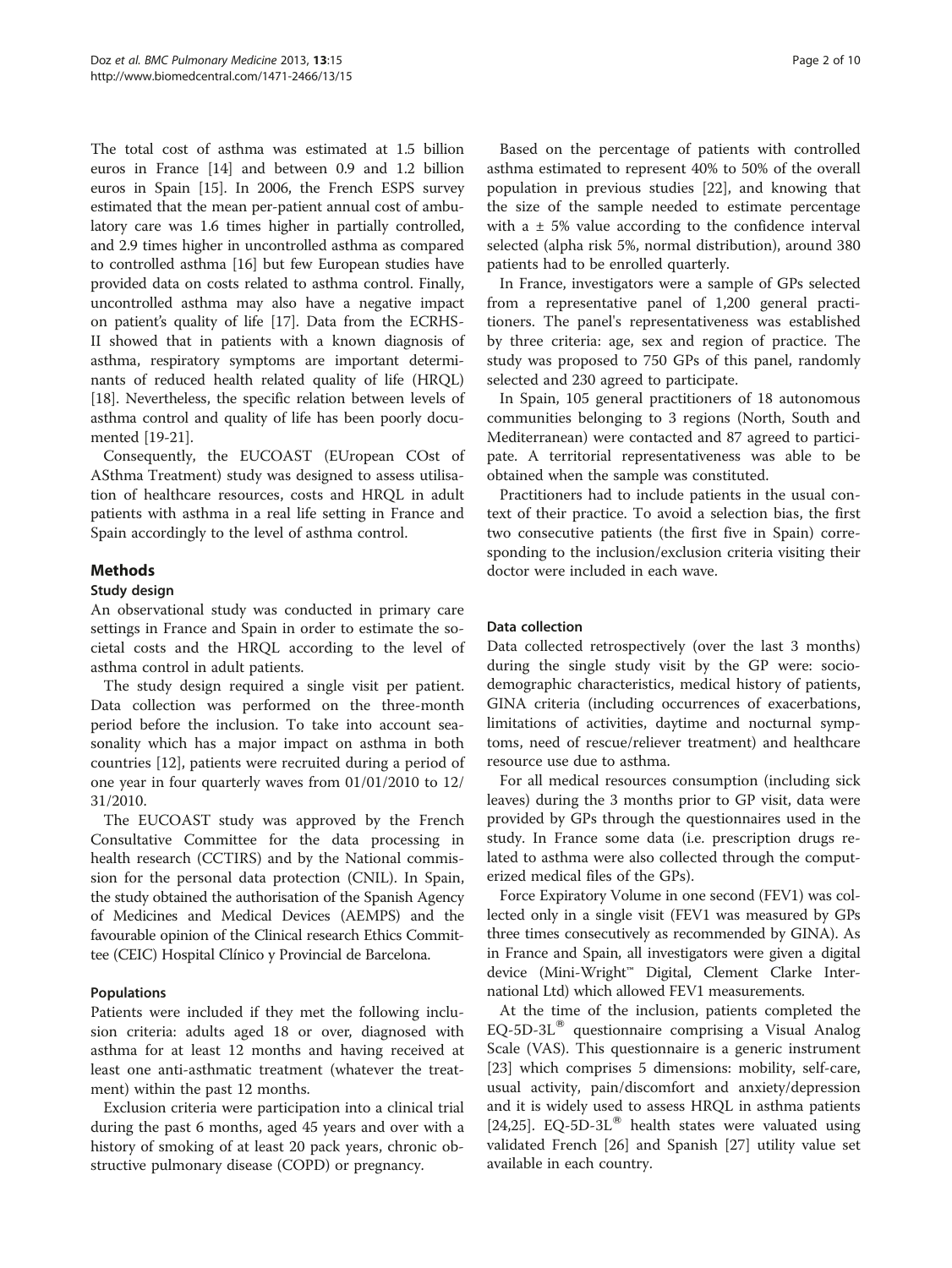The total cost of asthma was estimated at 1.5 billion euros in France [14] and between 0.9 and 1.2 billion euros in Spain [15]. In 2006, the French ESPS survey estimated that the mean per-patient annual cost of ambulatory care was 1.6 times higher in partially controlled, and 2.9 times higher in uncontrolled asthma as compared to controlled asthma [16] but few European studies have provided data on costs related to asthma control. Finally, uncontrolled asthma may also have a negative impact on patient's quality of life [17]. Data from the ECRHS-II showed that in patients with a known diagnosis of asthma, respiratory symptoms are important determinants of reduced health related quality of life (HRQL) [18]. Nevertheless, the specific relation between levels of asthma control and quality of life has been poorly documented [19-21].

Consequently, the EUCOAST (EUropean COst of ASthma Treatment) study was designed to assess utilisation of healthcare resources, costs and HRQL in adult patients with asthma in a real life setting in France and Spain accordingly to the level of asthma control.

## Methods

### Study design

An observational study was conducted in primary care settings in France and Spain in order to estimate the societal costs and the HRQL according to the level of asthma control in adult patients.

The study design required a single visit per patient. Data collection was performed on the three-month period before the inclusion. To take into account seasonality which has a major impact on asthma in both countries [12], patients were recruited during a period of one year in four quarterly waves from 01/01/2010 to 12/31/2010.

The EUCOAST study was approved by the French Consultative Committee for the data processing in health research (CCTIRS) and by the National commission for the personal data protection (CNIL). In Spain, the study obtained the authorisation of the Spanish Agency of Medicines and Medical Devices (AEMPS) and the favourable opinion of the Clinical research Ethics Committee (CEIC) Hospital Clínico y Provincial de Barcelona.

### Populations

Patients were included if they met the following inclusion criteria: adults aged 18 or over, diagnosed with asthma for at least 12 months and having received at least one anti-asthmatic treatment (whatever the treatment) within the past 12 months.

Exclusion criteria were participation into a clinical trial during the past 6 months, aged 45 years and over with a history of smoking of at least 20 pack years, chronic obstructive pulmonary disease (COPD) or pregnancy.

Based on the percentage of patients with controlled asthma estimated to represent 40% to 50% of the overall population in previous studies [22], and knowing that the size of the sample needed to estimate percentage with a ± 5% value according to the confidence interval selected (alpha risk 5%, normal distribution), around 380 patients had to be enrolled quarterly.

In France, investigators were a sample of GPs selected from a representative panel of 1,200 general practitioners. The panel's representativeness was established by three criteria: age, sex and region of practice. The study was proposed to 750 GPs of this panel, randomly selected and 230 agreed to participate.

In Spain, 105 general practitioners of 18 autonomous communities belonging to 3 regions (North, South and Mediterranean) were contacted and 87 agreed to participate. A territorial representativeness was able to be obtained when the sample was constituted.

Practitioners had to include patients in the usual context of their practice. To avoid a selection bias, the first two consecutive patients (the first five in Spain) corresponding to the inclusion/exclusion criteria visiting their doctor were included in each wave.

### Data collection

Data collected retrospectively (over the last 3 months) during the single study visit by the GP were: sociodemographic characteristics, medical history of patients, GINA criteria (including occurrences of exacerbations, limitations of activities, daytime and nocturnal symptoms, need of rescue/reliever treatment) and healthcare resource use due to asthma.

For all medical resources consumption (including sick leaves) during the 3 months prior to GP visit, data were provided by GPs through the questionnaires used in the study. In France some data (i.e. prescription drugs related to asthma were also collected through the computerized medical files of the GPs).

Force Expiratory Volume in one second (FEV1) was collected only in a single visit (FEV1 was measured by GPs three times consecutively as recommended by GINA). As in France and Spain, all investigators were given a digital device (Mini-Wright™ Digital, Clement Clarke International Ltd) which allowed FEV1 measurements.

At the time of the inclusion, patients completed the EQ-5D-3L® questionnaire comprising a Visual Analog Scale (VAS). This questionnaire is a generic instrument [23] which comprises 5 dimensions: mobility, self-care, usual activity, pain/discomfort and anxiety/depression and it is widely used to assess HRQL in asthma patients [24,25]. EQ-5D-3L® health states were valuated using validated French [26] and Spanish [27] utility value set available in each country.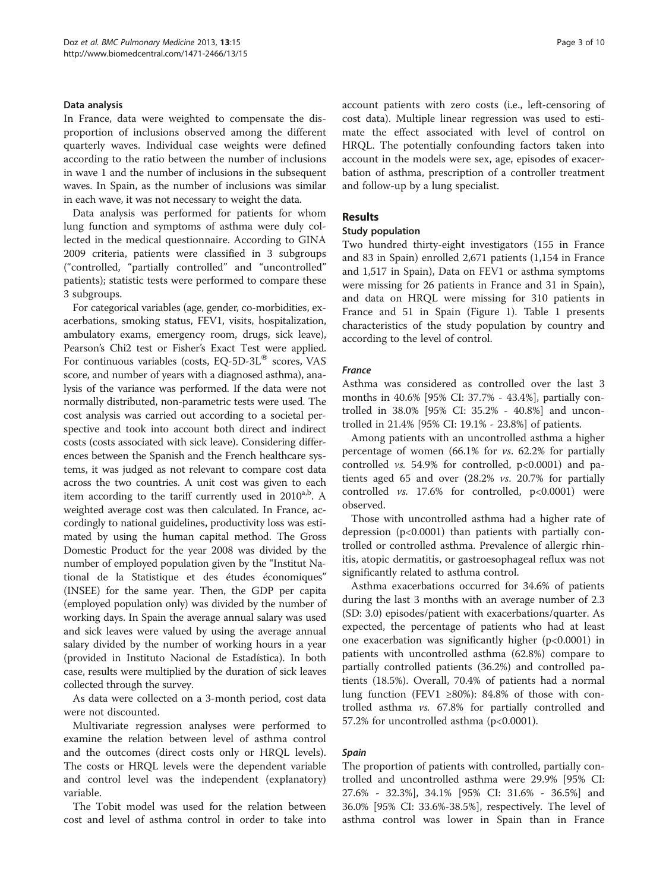### Data analysis

In France, data were weighted to compensate the disproportion of inclusions observed among the different quarterly waves. Individual case weights were defined according to the ratio between the number of inclusions in wave 1 and the number of inclusions in the subsequent waves. In Spain, as the number of inclusions was similar in each wave, it was not necessary to weight the data.

Data analysis was performed for patients for whom lung function and symptoms of asthma were duly collected in the medical questionnaire. According to GINA 2009 criteria, patients were classified in 3 subgroups ("controlled, "partially controlled" and "uncontrolled" patients); statistic tests were performed to compare these 3 subgroups.

For categorical variables (age, gender, co-morbidities, exacerbations, smoking status, FEV1, visits, hospitalization, ambulatory exams, emergency room, drugs, sick leave), Pearson's Chi2 test or Fisher's Exact Test were applied. For continuous variables (costs, EQ-5D-3L® scores, VAS score, and number of years with a diagnosed asthma), analysis of the variance was performed. If the data were not normally distributed, non-parametric tests were used. The cost analysis was carried out according to a societal perspective and took into account both direct and indirect costs (costs associated with sick leave). Considering differences between the Spanish and the French healthcare systems, it was judged as not relevant to compare cost data across the two countries. A unit cost was given to each item according to the tariff currently used in 2010[a,b]. A weighted average cost was then calculated. In France, accordingly to national guidelines, productivity loss was estimated by using the human capital method. The Gross Domestic Product for the year 2008 was divided by the number of employed population given by the "Institut National de la Statistique et des études économiques" (INSEE) for the same year. Then, the GDP per capita (employed population only) was divided by the number of working days. In Spain the average annual salary was used and sick leaves were valued by using the average annual salary divided by the number of working hours in a year (provided in Instituto Nacional de Estadística). In both case, results were multiplied by the duration of sick leaves collected through the survey.

As data were collected on a 3-month period, cost data were not discounted.

Multivariate regression analyses were performed to examine the relation between level of asthma control and the outcomes (direct costs only or HRQL levels). The costs or HRQL levels were the dependent variable and control level was the independent (explanatory) variable.

The Tobit model was used for the relation between cost and level of asthma control in order to take into account patients with zero costs (i.e., left-censoring of cost data). Multiple linear regression was used to estimate the effect associated with level of control on HRQL. The potentially confounding factors taken into account in the models were sex, age, episodes of exacerbation of asthma, prescription of a controller treatment and follow-up by a lung specialist.

## Results

### Study population

Two hundred thirty-eight investigators (155 in France and 83 in Spain) enrolled 2,671 patients (1,154 in France and 1,517 in Spain), Data on FEV1 or asthma symptoms were missing for 26 patients in France and 31 in Spain), and data on HRQL were missing for 310 patients in France and 51 in Spain (Figure 1). Table 1 presents characteristics of the study population by country and according to the level of control.

#### *France*

Asthma was considered as controlled over the last 3 months in 40.6% [95% CI: 37.7% - 43.4%], partially controlled in 38.0% [95% CI: 35.2% - 40.8%] and uncontrolled in 21.4% [95% CI: 19.1% - 23.8%] of patients.

Among patients with an uncontrolled asthma a higher percentage of women (66.1% for *vs.* 62.2% for partially controlled *vs.* 54.9% for controlled, $p<0.0001$) and patients aged 65 and over (28.2% *vs.* 20.7% for partially controlled *vs.* 17.6% for controlled, $p<0.0001$) were observed.

Those with uncontrolled asthma had a higher rate of depression ($p<0.0001$) than patients with partially controlled or controlled asthma. Prevalence of allergic rhinitis, atopic dermatitis, or gastroesophageal reflux was not significantly related to asthma control.

Asthma exacerbations occurred for 34.6% of patients during the last 3 months with an average number of 2.3 (SD: 3.0) episodes/patient with exacerbations/quarter. As expected, the percentage of patients who had at least one exacerbation was significantly higher ($p<0.0001$) in patients with uncontrolled asthma (62.8%) compare to partially controlled patients (36.2%) and controlled patients (18.5%). Overall, 70.4% of patients had a normal lung function (FEV1 ≥80%): 84.8% of those with controlled asthma *vs.* 67.8% for partially controlled and 57.2% for uncontrolled asthma ($p<0.0001$).

#### *Spain*

The proportion of patients with controlled, partially controlled and uncontrolled asthma were 29.9% [95% CI: 27.6% - 32.3%], 34.1% [95% CI: 31.6% - 36.5%] and 36.0% [95% CI: 33.6%-38.5%], respectively. The level of asthma control was lower in Spain than in France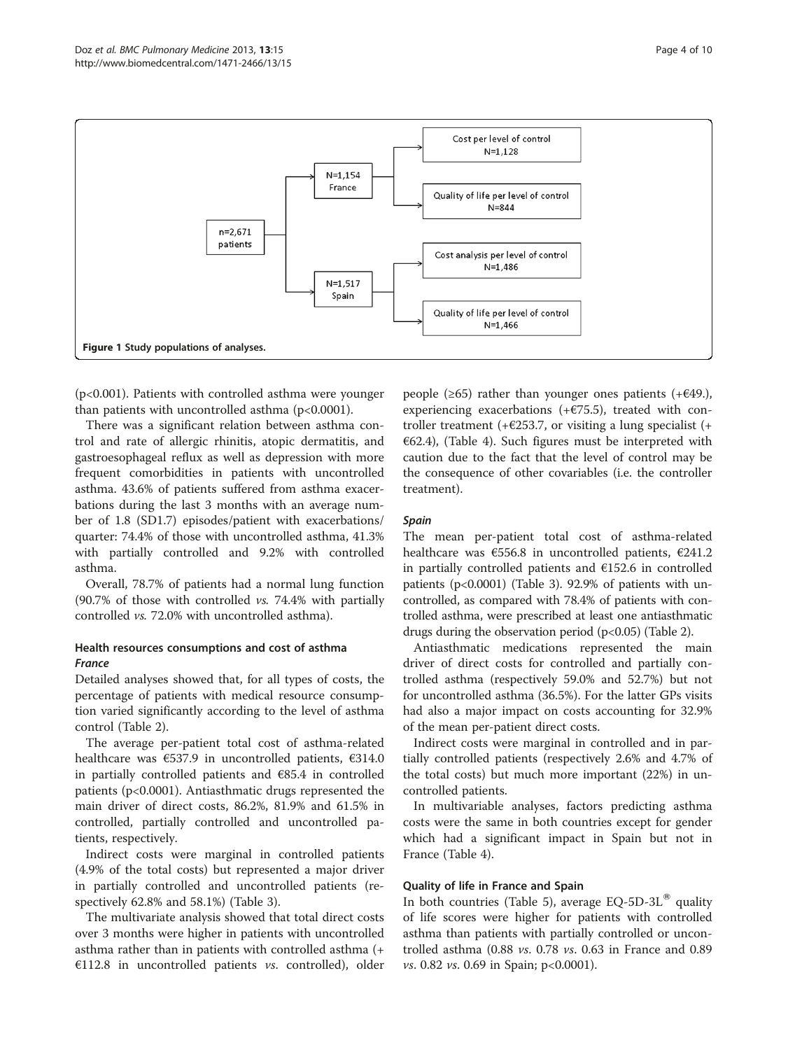Figure 1 Study populations of analyses.

($p<0.001$). Patients with controlled asthma were younger than patients with uncontrolled asthma ($p<0.0001$).

There was a significant relation between asthma control and rate of allergic rhinitis, atopic dermatitis, and gastroesophageal reflux as well as depression with more frequent comorbidities in patients with uncontrolled asthma. 43.6% of patients suffered from asthma exacerbations during the last 3 months with an average number of 1.8 (SD1.7) episodes/patient with exacerbations/quarter: 74.4% of those with uncontrolled asthma, 41.3% with partially controlled and 9.2% with controlled asthma.

Overall, 78.7% of patients had a normal lung function (90.7% of those with controlled *vs.* 74.4% with partially controlled *vs.* 72.0% with uncontrolled asthma).

## Health resources consumptions and cost of asthma

### *France*

Detailed analyses showed that, for all types of costs, the percentage of patients with medical resource consumption varied significantly according to the level of asthma control (Table 2).

The average per-patient total cost of asthma-related healthcare was €537.9 in uncontrolled patients, €314.0 in partially controlled patients and €85.4 in controlled patients ($p<0.0001$). Antiasthmatic drugs represented the main driver of direct costs, 86.2%, 81.9% and 61.5% in controlled, partially controlled and uncontrolled patients, respectively.

Indirect costs were marginal in controlled patients (4.9% of the total costs) but represented a major driver in partially controlled and uncontrolled patients (respectively 62.8% and 58.1%) (Table 3).

The multivariate analysis showed that total direct costs over 3 months were higher in patients with uncontrolled asthma rather than in patients with controlled asthma (+ €112.8 in uncontrolled patients *vs.* controlled), older people (≥65) rather than younger ones patients (+€49.), experiencing exacerbations (+€75.5), treated with controller treatment (+€253.7, or visiting a lung specialist (+ €62.4), (Table 4). Such figures must be interpreted with caution due to the fact that the level of control may be the consequence of other covariables (i.e. the controller treatment).

### *Spain*

The mean per-patient total cost of asthma-related healthcare was €556.8 in uncontrolled patients, €241.2 in partially controlled patients and €152.6 in controlled patients ($p<0.0001$) (Table 3). 92.9% of patients with uncontrolled, as compared with 78.4% of patients with controlled asthma, were prescribed at least one antiasthmatic drugs during the observation period ($p<0.05$) (Table 2).

Antiasthmatic medications represented the main driver of direct costs for controlled and partially controlled asthma (respectively 59.0% and 52.7%) but not for uncontrolled asthma (36.5%). For the latter GPs visits had also a major impact on costs accounting for 32.9% of the mean per-patient direct costs.

Indirect costs were marginal in controlled and in partially controlled patients (respectively 2.6% and 4.7% of the total costs) but much more important (22%) in uncontrolled patients.

In multivariable analyses, factors predicting asthma costs were the same in both countries except for gender which had a significant impact in Spain but not in France (Table 4).

## Quality of life in France and Spain

In both countries (Table 5), average EQ-5D-3L® quality of life scores were higher for patients with controlled asthma than patients with partially controlled or uncontrolled asthma (0.88 *vs.* 0.78 *vs.* 0.63 in France and 0.89 *vs.* 0.82 *vs.* 0.69 in Spain; $p<0.0001$).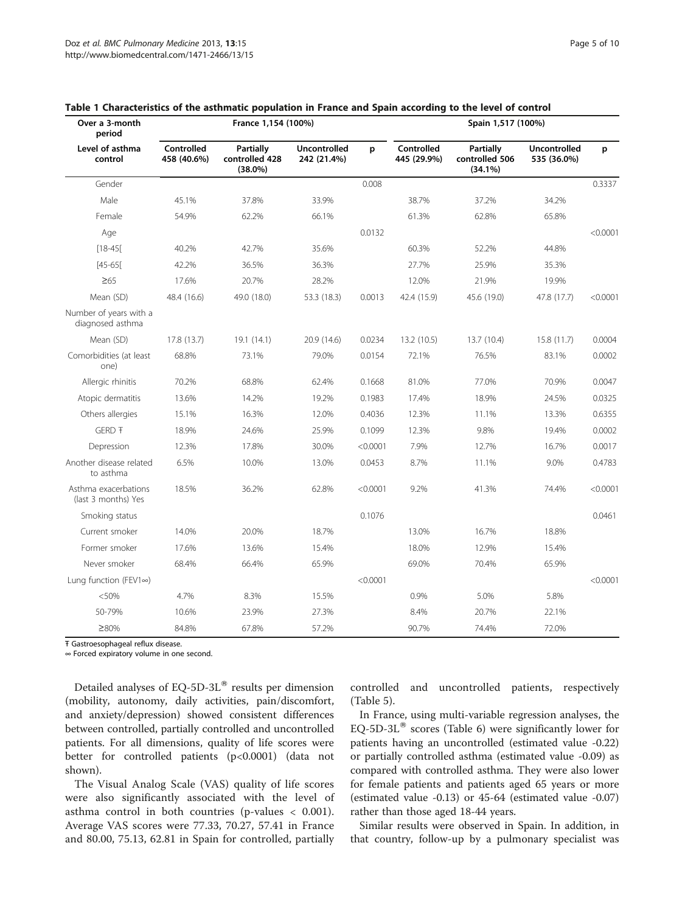**Table 1 Characteristics of the asthmatic population in France and Spain according to the level of control**

| Over a 3-month period | France 1,154 (100%) | | | | Spain 1,517 (100%) | | | |
|---|---|---|---|---|---|---|---|---|
| Level of asthma control | Controlled 458 (40.6%) | Partially controlled 428 (38.0%) | Uncontrolled 242 (21.4%) | p | Controlled 445 (29.9%) | Partially controlled 506 (34.1%) | Uncontrolled 535 (36.0%) | p |
| Gender | | | | 0.008 | | | | 0.3337 |
| Male | 45.1% | 37.8% | 33.9% | | 38.7% | 37.2% | 34.2% | |
| Female | 54.9% | 62.2% | 66.1% | | 61.3% | 62.8% | 65.8% | |
| Age | | | | 0.0132 | | | | <0.0001 |
| [18-45[ | 40.2% | 42.7% | 35.6% | | 60.3% | 52.2% | 44.8% | |
| [45-65[ | 42.2% | 36.5% | 36.3% | | 27.7% | 25.9% | 35.3% | |
| ≥65 | 17.6% | 20.7% | 28.2% | | 12.0% | 21.9% | 19.9% | |
| Mean (SD) | 48.4 (16.6) | 49.0 (18.0) | 53.3 (18.3) | 0.0013 | 42.4 (15.9) | 45.6 (19.0) | 47.8 (17.7) | <0.0001 |
| Number of years with a diagnosed asthma | | | | | | | | |
| Mean (SD) | 17.8 (13.7) | 19.1 (14.1) | 20.9 (14.6) | 0.0234 | 13.2 (10.5) | 13.7 (10.4) | 15.8 (11.7) | 0.0004 |
| Comorbidities (at least one) | 68.8% | 73.1% | 79.0% | 0.0154 | 72.1% | 76.5% | 83.1% | 0.0002 |
| Allergic rhinitis | 70.2% | 68.8% | 62.4% | 0.1668 | 81.0% | 77.0% | 70.9% | 0.0047 |
| Atopic dermatitis | 13.6% | 14.2% | 19.2% | 0.1983 | 17.4% | 18.9% | 24.5% | 0.0325 |
| Others allergies | 15.1% | 16.3% | 12.0% | 0.4036 | 12.3% | 11.1% | 13.3% | 0.6355 |
| GERD Ŧ | 18.9% | 24.6% | 25.9% | 0.1099 | 12.3% | 9.8% | 19.4% | 0.0002 |
| Depression | 12.3% | 17.8% | 30.0% | <0.0001 | 7.9% | 12.7% | 16.7% | 0.0017 |
| Another disease related to asthma | 6.5% | 10.0% | 13.0% | 0.0453 | 8.7% | 11.1% | 9.0% | 0.4783 |
| Asthma exacerbations (last 3 months) Yes | 18.5% | 36.2% | 62.8% | <0.0001 | 9.2% | 41.3% | 74.4% | <0.0001 |
| Smoking status | | | | 0.1076 | | | | 0.0461 |
| Current smoker | 14.0% | 20.0% | 18.7% | | 13.0% | 16.7% | 18.8% | |
| Former smoker | 17.6% | 13.6% | 15.4% | | 18.0% | 12.9% | 15.4% | |
| Never smoker | 68.4% | 66.4% | 65.9% | | 69.0% | 70.4% | 65.9% | |
| Lung function (FEV1∞) | | | | <0.0001 | | | | <0.0001 |
| <50% | 4.7% | 8.3% | 15.5% | | 0.9% | 5.0% | 5.8% | |
| 50-79% | 10.6% | 23.9% | 27.3% | | 8.4% | 20.7% | 22.1% | |
| ≥80% | 84.8% | 67.8% | 57.2% | | 90.7% | 74.4% | 72.0% | |

Ŧ Gastroesophageal reflux disease.
∞ Forced expiratory volume in one second.

Detailed analyses of EQ-5D-3L® results per dimension (mobility, autonomy, daily activities, pain/discomfort, and anxiety/depression) showed consistent differences between controlled, partially controlled and uncontrolled patients. For all dimensions, quality of life scores were better for controlled patients ($p<0.0001$) (data not shown).

The Visual Analog Scale (VAS) quality of life scores were also significantly associated with the level of asthma control in both countries (p-values < 0.001). Average VAS scores were 77.33, 70.27, 57.41 in France and 80.00, 75.13, 62.81 in Spain for controlled, partially controlled and uncontrolled patients, respectively (Table 5).

In France, using multi-variable regression analyses, the EQ-5D-3L® scores (Table 6) were significantly lower for patients having an uncontrolled (estimated value -0.22) or partially controlled asthma (estimated value -0.09) as compared with controlled asthma. They were also lower for female patients and patients aged 65 years or more (estimated value -0.13) or 45-64 (estimated value -0.07) rather than those aged 18-44 years.

Similar results were observed in Spain. In addition, in that country, follow-up by a pulmonary specialist was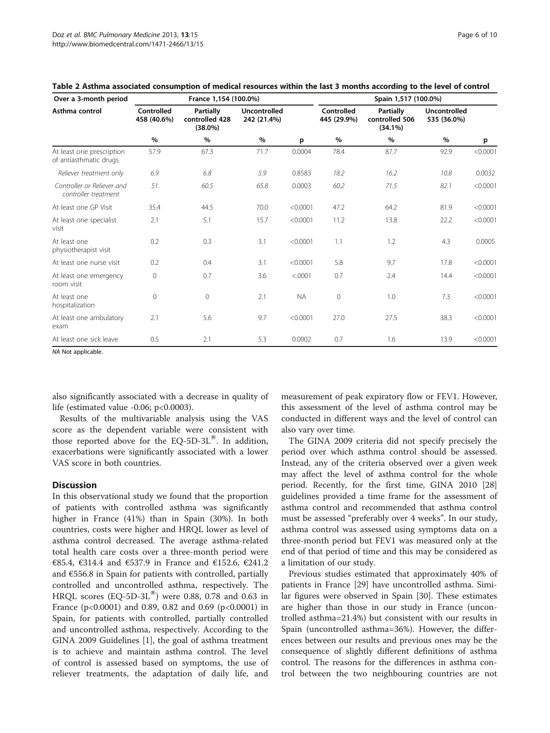**Table 2 Asthma associated consumption of medical resources within the last 3 months according to the level of control**

| Over a 3-month period | France 1,154 (100.0%) | | | | Spain 1,517 (100.0%) | | | |
|---|---|---|---|---|---|---|---|---|
| Asthma control | Controlled 458 (40.6%) | Partially controlled 428 (38.0%) | Uncontrolled 242 (21.4%) | | Controlled 445 (29.9%) | Partially controlled 506 (34.1%) | Uncontrolled 535 (36.0%) | |
| | % | % | % | p | % | % | % | p |
| At least one prescription of antiasthmatic drugs | 57.9 | 67.3 | 71.7 | 0.0004 | 78.4 | 87.7 | 92.9 | <0.0001 |
| *Reliever treatment only* | *6.9* | *6.8* | *5.9* | *0.8583* | *18.2* | *16.2* | *10.8* | *0.0032* |
| *Controller or Reliever and controller treatment* | *51* | *60.5* | *65.8* | *0.0003* | *60.2* | *71.5* | *82.1* | *<0.0001* |
| At least one GP Visit | 35.4 | 44.5 | 70.0 | <0.0001 | 47.2 | 64.2 | 81.9 | <0.0001 |
| At least one specialist visit | 2.1 | 5.1 | 15.7 | <0.0001 | 11.2 | 13.8 | 22.2 | <0.0001 |
| At least one physiotherapist visit | 0.2 | 0.3 | 3.1 | <0.0001 | 1.1 | 1.2 | 4.3 | 0.0005 |
| At least one nurse visit | 0.2 | 0.4 | 3.1 | <0.0001 | 5.8 | 9.7 | 17.8 | <0.0001 |
| At least one emergency room visit | 0 | 0.7 | 3.6 | <.0001 | 0.7 | 2.4 | 14.4 | <0.0001 |
| At least one hospitalization | 0 | 0 | 2.1 | NA | 0 | 1.0 | 7.3 | <0.0001 |
| At least one ambulatory exam | 2.1 | 5.6 | 9.7 | <0.0001 | 27.0 | 27.5 | 38.3 | <0.0001 |
| At least one sick leave | 0.5 | 2.1 | 5.3 | 0.0002 | 0.7 | 1.6 | 13.9 | <0.0001 |

*NA* Not applicable.

also significantly associated with a decrease in quality of life (estimated value -0.06; p<0.0003).

Results of the multivariable analysis using the VAS score as the dependent variable were consistent with those reported above for the EQ-5D-3L®. In addition, exacerbations were significantly associated with a lower VAS score in both countries.

## Discussion

In this observational study we found that the proportion of patients with controlled asthma was significantly higher in France (41%) than in Spain (30%). In both countries, costs were higher and HRQL lower as level of asthma control decreased. The average asthma-related total health care costs over a three-month period were €85.4, €314.4 and €537.9 in France and €152.6, €241.2 and €556.8 in Spain for patients with controlled, partially controlled and uncontrolled asthma, respectively. The HRQL scores (EQ-5D-3L®) were 0.88, 0.78 and 0.63 in France (p<0.0001) and 0.89, 0.82 and 0.69 (p<0.0001) in Spain, for patients with controlled, partially controlled and uncontrolled asthma, respectively. According to the GINA 2009 Guidelines [1], the goal of asthma treatment is to achieve and maintain asthma control. The level of control is assessed based on symptoms, the use of reliever treatments, the adaptation of daily life, and measurement of peak expiratory flow or FEV1. However, this assessment of the level of asthma control may be conducted in different ways and the level of control can also vary over time.

The GINA 2009 criteria did not specify precisely the period over which asthma control should be assessed. Instead, any of the criteria observed over a given week may affect the level of asthma control for the whole period. Recently, for the first time, GINA 2010 [28] guidelines provided a time frame for the assessment of asthma control and recommended that asthma control must be assessed "preferably over 4 weeks". In our study, asthma control was assessed using symptoms data on a three-month period but FEV1 was measured only at the end of that period of time and this may be considered as a limitation of our study.

Previous studies estimated that approximately 40% of patients in France [29] have uncontrolled asthma. Similar figures were observed in Spain [30]. These estimates are higher than those in our study in France (uncontrolled asthma=21.4%) but consistent with our results in Spain (uncontrolled asthma=36%). However, the differences between our results and previous ones may be the consequence of slightly different definitions of asthma control. The reasons for the differences in asthma control between the two neighbouring countries are not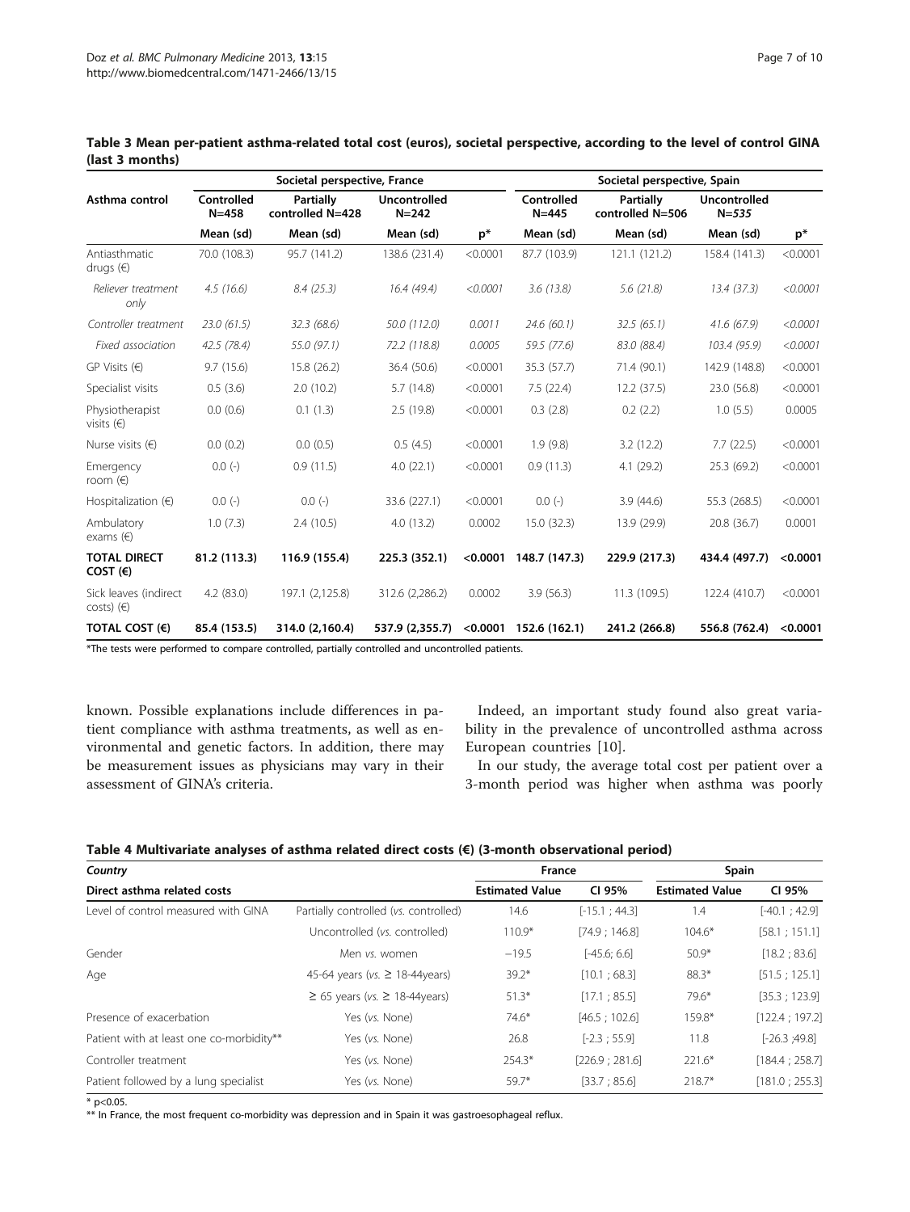**Table 3 Mean per-patient asthma-related total cost (euros), societal perspective, according to the level of control GINA (last 3 months)**

| Asthma control | Societal perspective, France | | | | Societal perspective, Spain | | | |
|---|---|---|---|---|---|---|---|---|
| | Controlled N=458 | Partially controlled N=428 | Uncontrolled N=242 | | Controlled N=445 | Partially controlled N=506 | Uncontrolled N=*535* | |
| | Mean (sd) | Mean (sd) | Mean (sd) | p* | Mean (sd) | Mean (sd) | Mean (sd) | p* |
| Antiasthmatic drugs (€) | 70.0 (108.3) | 95.7 (141.2) | 138.6 (231.4) | <0.0001 | 87.7 (103.9) | 121.1 (121.2) | 158.4 (141.3) | <0.0001 |
| *Reliever treatment only* | *4.5 (16.6)* | *8.4 (25.3)* | *16.4 (49.4)* | *<0.0001* | *3.6 (13.8)* | *5.6 (21.8)* | *13.4 (37.3)* | *<0.0001* |
| *Controller treatment* | *23.0 (61.5)* | *32.3 (68.6)* | *50.0 (112.0)* | *0.0011* | *24.6 (60.1)* | *32.5 (65.1)* | *41.6 (67.9)* | *<0.0001* |
| *Fixed association* | *42.5 (78.4)* | *55.0 (97.1)* | *72.2 (118.8)* | *0.0005* | *59.5 (77.6)* | *83.0 (88.4)* | *103.4 (95.9)* | *<0.0001* |
| GP Visits (€) | 9.7 (15.6) | 15.8 (26.2) | 36.4 (50.6) | <0.0001 | 35.3 (57.7) | 71.4 (90.1) | 142.9 (148.8) | <0.0001 |
| Specialist visits | 0.5 (3.6) | 2.0 (10.2) | 5.7 (14.8) | <0.0001 | 7.5 (22.4) | 12.2 (37.5) | 23.0 (56.8) | <0.0001 |
| Physiotherapist visits (€) | 0.0 (0.6) | 0.1 (1.3) | 2.5 (19.8) | <0.0001 | 0.3 (2.8) | 0.2 (2.2) | 1.0 (5.5) | 0.0005 |
| Nurse visits (€) | 0.0 (0.2) | 0.0 (0.5) | 0.5 (4.5) | <0.0001 | 1.9 (9.8) | 3.2 (12.2) | 7.7 (22.5) | <0.0001 |
| Emergency room (€) | 0.0 (-) | 0.9 (11.5) | 4.0 (22.1) | <0.0001 | 0.9 (11.3) | 4.1 (29.2) | 25.3 (69.2) | <0.0001 |
| Hospitalization (€) | 0.0 (-) | 0.0 (-) | 33.6 (227.1) | <0.0001 | 0.0 (-) | 3.9 (44.6) | 55.3 (268.5) | <0.0001 |
| Ambulatory exams (€) | 1.0 (7.3) | 2.4 (10.5) | 4.0 (13.2) | 0.0002 | 15.0 (32.3) | 13.9 (29.9) | 20.8 (36.7) | 0.0001 |
| **TOTAL DIRECT COST (€)** | **81.2 (113.3)** | **116.9 (155.4)** | **225.3 (352.1)** | **<0.0001** | **148.7 (147.3)** | **229.9 (217.3)** | **434.4 (497.7)** | **<0.0001** |
| Sick leaves (indirect costs) (€) | 4.2 (83.0) | 197.1 (2,125.8) | 312.6 (2,286.2) | 0.0002 | 3.9 (56.3) | 11.3 (109.5) | 122.4 (410.7) | <0.0001 |
| **TOTAL COST (€)** | **85.4 (153.5)** | **314.0 (2,160.4)** | **537.9 (2,355.7)** | **<0.0001** | **152.6 (162.1)** | **241.2 (266.8)** | **556.8 (762.4)** | **<0.0001** |

*The tests were performed to compare controlled, partially controlled and uncontrolled patients.

known. Possible explanations include differences in patient compliance with asthma treatments, as well as environmental and genetic factors. In addition, there may be measurement issues as physicians may vary in their assessment of GINA's criteria.

Indeed, an important study found also great variability in the prevalence of uncontrolled asthma across European countries [10].

In our study, the average total cost per patient over a 3-month period was higher when asthma was poorly

**Table 4 Multivariate analyses of asthma related direct costs (€) (3-month observational period)**

| *Country* | | France | | Spain | |
|---|---|---|---|---|---|
| **Direct asthma related costs** | | **Estimated Value** | **CI 95%** | **Estimated Value** | **CI 95%** |
| Level of control measured with GINA | Partially controlled (*vs.* controlled) | 14.6 | [-15.1 ; 44.3] | 1.4 | [-40.1 ; 42.9] |
| | Uncontrolled (*vs.* controlled) | 110.9* | [74.9 ; 146.8] | 104.6* | [58.1 ; 151.1] |
| Gender | Men *vs.* women | −19.5 | [-45.6; 6.6] | 50.9* | [18.2 ; 83.6] |
| Age | 45-64 years (*vs.* ≥ 18-44years) | 39.2* | [10.1 ; 68.3] | 88.3* | [51.5 ; 125.1] |
| | ≥ 65 years (*vs.* ≥ 18-44years) | 51.3* | [17.1 ; 85.5] | 79.6* | [35.3 ; 123.9] |
| Presence of exacerbation | Yes (*vs.* None) | 74.6* | [46.5 ; 102.6] | 159.8* | [122.4 ; 197.2] |
| Patient with at least one co-morbidity** | Yes (*vs.* None) | 26.8 | [-2.3 ; 55.9] | 11.8 | [-26.3 ;49.8] |
| Controller treatment | Yes (*vs.* None) | 254.3* | [226.9 ; 281.6] | 221.6* | [184.4 ; 258.7] |
| Patient followed by a lung specialist | Yes (*vs.* None) | 59.7* | [33.7 ; 85.6] | 218.7* | [181.0 ; 255.3] |

* $p<0.05$.

** In France, the most frequent co-morbidity was depression and in Spain it was gastroesophageal reflux.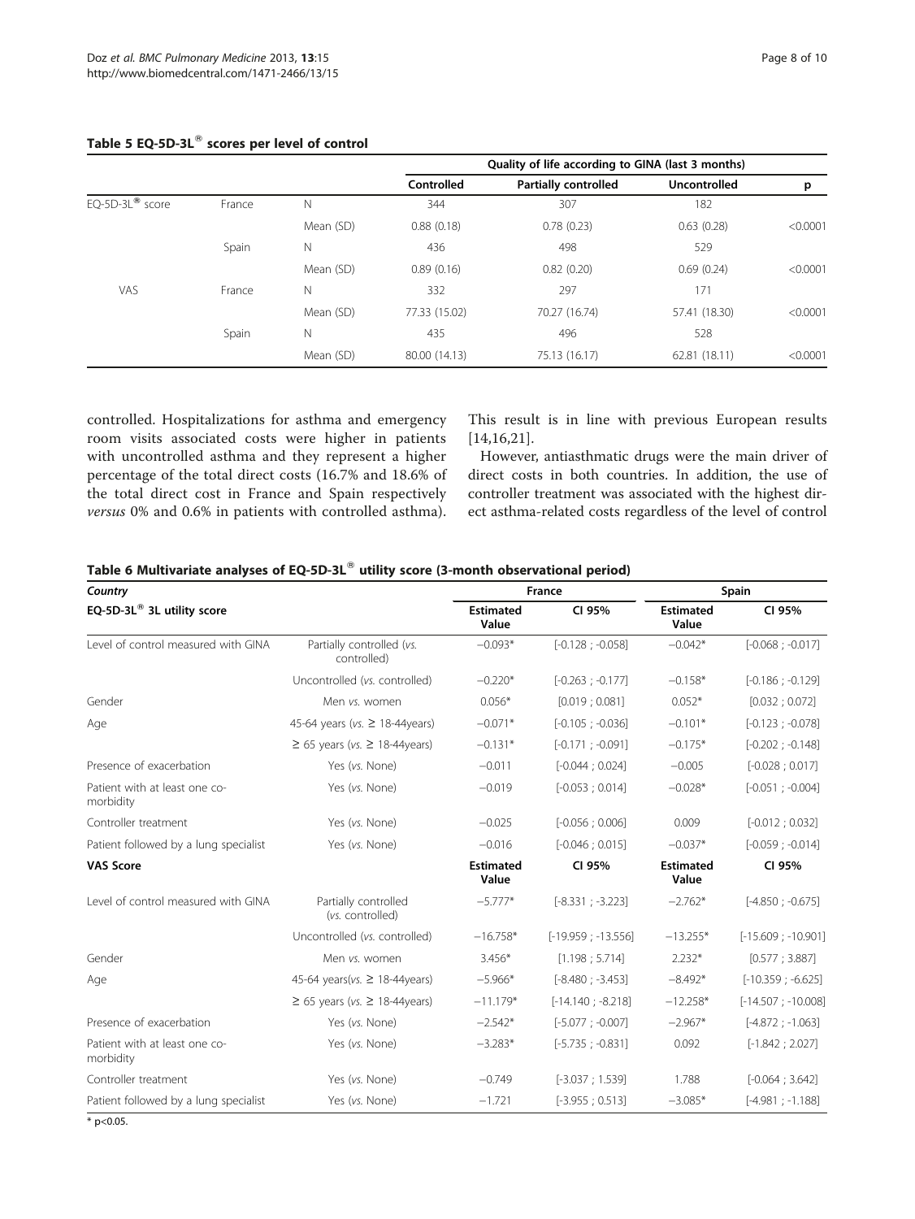**Table 5 EQ-5D-3L® scores per level of control**

| | | | Quality of life according to GINA (last 3 months) | | | |
|---|---|---|---|---|---|---|
| | | | Controlled | Partially controlled | Uncontrolled | p |
| EQ-5D-3L® score | France | N | 344 | 307 | 182 | |
| | | Mean (SD) | 0.88 (0.18) | 0.78 (0.23) | 0.63 (0.28) | <0.0001 |
| | Spain | N | 436 | 498 | 529 | |
| | | Mean (SD) | 0.89 (0.16) | 0.82 (0.20) | 0.69 (0.24) | <0.0001 |
| VAS | France | N | 332 | 297 | 171 | |
| | | Mean (SD) | 77.33 (15.02) | 70.27 (16.74) | 57.41 (18.30) | <0.0001 |
| | Spain | N | 435 | 496 | 528 | |
| | | Mean (SD) | 80.00 (14.13) | 75.13 (16.17) | 62.81 (18.11) | <0.0001 |

controlled. Hospitalizations for asthma and emergency room visits associated costs were higher in patients with uncontrolled asthma and they represent a higher percentage of the total direct costs (16.7% and 18.6% of the total direct cost in France and Spain respectively *versus* 0% and 0.6% in patients with controlled asthma). This result is in line with previous European results [14,16,21].

However, antiasthmatic drugs were the main driver of direct costs in both countries. In addition, the use of controller treatment was associated with the highest direct asthma-related costs regardless of the level of control

**Table 6 Multivariate analyses of EQ-5D-3L® utility score (3-month observational period)**

| *Country* | | France | | Spain | |
|---|---|---|---|---|---|
| EQ-5D-3L® 3L utility score | | Estimated Value | CI 95% | Estimated Value | CI 95% |
| Level of control measured with GINA | Partially controlled (*vs.* controlled) | −0.093* | [-0.128 ; -0.058] | −0.042* | [-0.068 ; -0.017] |
| | Uncontrolled (*vs.* controlled) | −0.220* | [-0.263 ; -0.177] | −0.158* | [-0.186 ; -0.129] |
| Gender | Men *vs.* women | 0.056* | [0.019 ; 0.081] | 0.052* | [0.032 ; 0.072] |
| Age | 45-64 years (*vs.* ≥ 18-44years) | −0.071* | [-0.105 ; -0.036] | −0.101* | [-0.123 ; -0.078] |
| | ≥ 65 years (*vs.* ≥ 18-44years) | −0.131* | [-0.171 ; -0.091] | −0.175* | [-0.202 ; -0.148] |
| Presence of exacerbation | Yes (*vs.* None) | −0.011 | [-0.044 ; 0.024] | −0.005 | [-0.028 ; 0.017] |
| Patient with at least one co-morbidity | Yes (*vs.* None) | −0.019 | [-0.053 ; 0.014] | −0.028* | [-0.051 ; -0.004] |
| Controller treatment | Yes (*vs.* None) | −0.025 | [-0.056 ; 0.006] | 0.009 | [-0.012 ; 0.032] |
| Patient followed by a lung specialist | Yes (*vs.* None) | −0.016 | [-0.046 ; 0.015] | −0.037* | [-0.059 ; -0.014] |
| **VAS Score** | | **Estimated Value** | **CI 95%** | **Estimated Value** | **CI 95%** |
| Level of control measured with GINA | Partially controlled (*vs. controlled*) | −5.777* | [-8.331 ; -3.223] | −2.762* | [-4.850 ; -0.675] |
| | Uncontrolled (*vs.* controlled) | −16.758* | [-19.959 ; -13.556] | −13.255* | [-15.609 ; -10.901] |
| Gender | Men *vs.* women | 3.456* | [1.198 ; 5.714] | 2.232* | [0.577 ; 3.887] |
| Age | 45-64 years(*vs.* ≥ 18-44years) | −5.966* | [-8.480 ; -3.453] | −8.492* | [-10.359 ; -6.625] |
| | ≥ 65 years (*vs.* ≥ 18-44years) | −11.179* | [-14.140 ; -8.218] | −12.258* | [-14.507 ; -10.008] |
| Presence of exacerbation | Yes (*vs.* None) | −2.542* | [-5.077 ; -0.007] | −2.967* | [-4.872 ; -1.063] |
| Patient with at least one co-morbidity | Yes (*vs.* None) | −3.283* | [-5.735 ; -0.831] | 0.092 | [-1.842 ; 2.027] |
| Controller treatment | Yes (*vs.* None) | −0.749 | [-3.037 ; 1.539] | 1.788 | [-0.064 ; 3.642] |
| Patient followed by a lung specialist | Yes (*vs.* None) | −1.721 | [-3.955 ; 0.513] | −3.085* | [-4.981 ; -1.188] |

* $p<0.05$.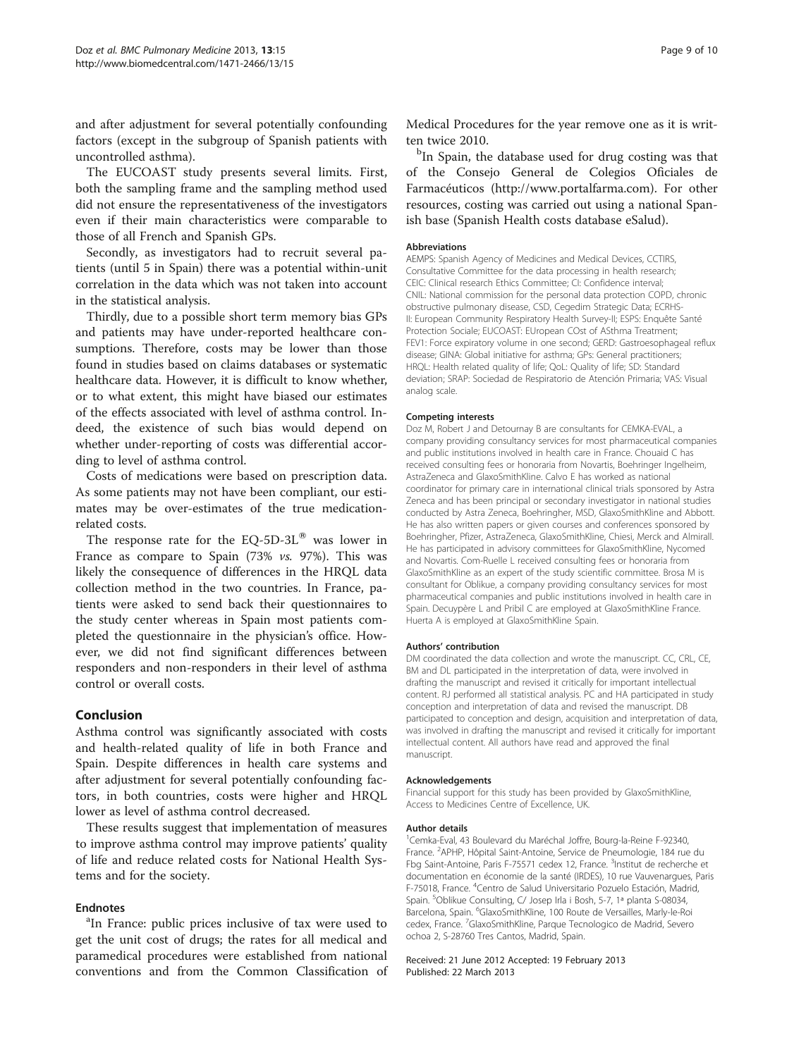and after adjustment for several potentially confounding factors (except in the subgroup of Spanish patients with uncontrolled asthma).

The EUCOAST study presents several limits. First, both the sampling frame and the sampling method used did not ensure the representativeness of the investigators even if their main characteristics were comparable to those of all French and Spanish GPs.

Secondly, as investigators had to recruit several patients (until 5 in Spain) there was a potential within-unit correlation in the data which was not taken into account in the statistical analysis.

Thirdly, due to a possible short term memory bias GPs and patients may have under-reported healthcare consumptions. Therefore, costs may be lower than those found in studies based on claims databases or systematic healthcare data. However, it is difficult to know whether, or to what extent, this might have biased our estimates of the effects associated with level of asthma control. Indeed, the existence of such bias would depend on whether under-reporting of costs was differential according to level of asthma control.

Costs of medications were based on prescription data. As some patients may not have been compliant, our estimates may be over-estimates of the true medication-related costs.

The response rate for the EQ-5D-3L® was lower in France as compare to Spain (73% *vs.* 97%). This was likely the consequence of differences in the HRQL data collection method in the two countries. In France, patients were asked to send back their questionnaires to the study center whereas in Spain most patients completed the questionnaire in the physician's office. However, we did not find significant differences between responders and non-responders in their level of asthma control or overall costs.

## Conclusion

Asthma control was significantly associated with costs and health-related quality of life in both France and Spain. Despite differences in health care systems and after adjustment for several potentially confounding factors, in both countries, costs were higher and HRQL lower as level of asthma control decreased.

These results suggest that implementation of measures to improve asthma control may improve patients' quality of life and reduce related costs for National Health Systems and for the society.

### Endnotes

[a]In France: public prices inclusive of tax were used to get the unit cost of drugs; the rates for all medical and paramedical procedures were established from national conventions and from the Common Classification of Medical Procedures for the year remove one as it is written twice 2010.

[b]In Spain, the database used for drug costing was that of the Consejo General de Colegios Oficiales de Farmacéuticos (http://www.portalfarma.com). For other resources, costing was carried out using a national Spanish base (Spanish Health costs database eSalud).

#### Abbreviations

AEMPS: Spanish Agency of Medicines and Medical Devices, CCTIRS, Consultative Committee for the data processing in health research; CEIC: Clinical research Ethics Committee; CI: Confidence interval; CNIL: National commission for the personal data protection COPD, chronic obstructive pulmonary disease, CSD, Cegedim Strategic Data; ECRHS-II: European Community Respiratory Health Survey-II; ESPS: Enquête Santé Protection Sociale; EUCOAST: EUropean COst of ASthma Treatment; FEV1: Force expiratory volume in one second; GERD: Gastroesophageal reflux disease; GINA: Global initiative for asthma; GPs: General practitioners; HRQL: Health related quality of life; QoL: Quality of life; SD: Standard deviation; SRAP: Sociedad de Respiratorio de Atención Primaria; VAS: Visual analog scale.

#### Competing interests

Doz M, Robert J and Detournay B are consultants for CEMKA-EVAL, a company providing consultancy services for most pharmaceutical companies and public institutions involved in health care in France. Chouaid C has received consulting fees or honoraria from Novartis, Boehringer Ingelheim, AstraZeneca and GlaxoSmithKline. Calvo E has worked as national coordinator for primary care in international clinical trials sponsored by Astra Zeneca and has been principal or secondary investigator in national studies conducted by Astra Zeneca, Boehringher, MSD, GlaxoSmithKline and Abbott. He has also written papers or given courses and conferences sponsored by Boehringher, Pfizer, AstraZeneca, GlaxoSmithKline, Chiesi, Merck and Almirall. He has participated in advisory committees for GlaxoSmithKline, Nycomed and Novartis. Com-Ruelle L received consulting fees or honoraria from GlaxoSmithKline as an expert of the study scientific committee. Brosa M is consultant for Oblikue, a company providing consultancy services for most pharmaceutical companies and public institutions involved in health care in Spain. Decuypère L and Pribil C are employed at GlaxoSmithKline France. Huerta A is employed at GlaxoSmithKline Spain.

#### Authors' contribution

DM coordinated the data collection and wrote the manuscript. CC, CRL, CE, BM and DL participated in the interpretation of data, were involved in drafting the manuscript and revised it critically for important intellectual content. RJ performed all statistical analysis. PC and HA participated in study conception and interpretation of data and revised the manuscript. DB participated to conception and design, acquisition and interpretation of data, was involved in drafting the manuscript and revised it critically for important intellectual content. All authors have read and approved the final manuscript.

#### Acknowledgements

Financial support for this study has been provided by GlaxoSmithKline, Access to Medicines Centre of Excellence, UK.

#### Author details

[1]Cemka-Eval, 43 Boulevard du Maréchal Joffre, Bourg-la-Reine F-92340, France. [2]APHP, Hôpital Saint-Antoine, Service de Pneumologie, 184 rue du Fbg Saint-Antoine, Paris F-75571 cedex 12, France. [3]Institut de recherche et documentation en économie de la santé (IRDES), 10 rue Vauvenargues, Paris F-75018, France. [4]Centro de Salud Universitario Pozuelo Estación, Madrid, Spain. [5]Oblikue Consulting, C/ Josep Irla i Bosh, 5-7, 1ª planta S-08034, Barcelona, Spain. [6]GlaxoSmithKline, 100 Route de Versailles, Marly-le-Roi cedex, France. [7]GlaxoSmithKline, Parque Tecnologico de Madrid, Severo ochoa 2, S-28760 Tres Cantos, Madrid, Spain.

Received: 21 June 2012 Accepted: 19 February 2013
Published: 22 March 2013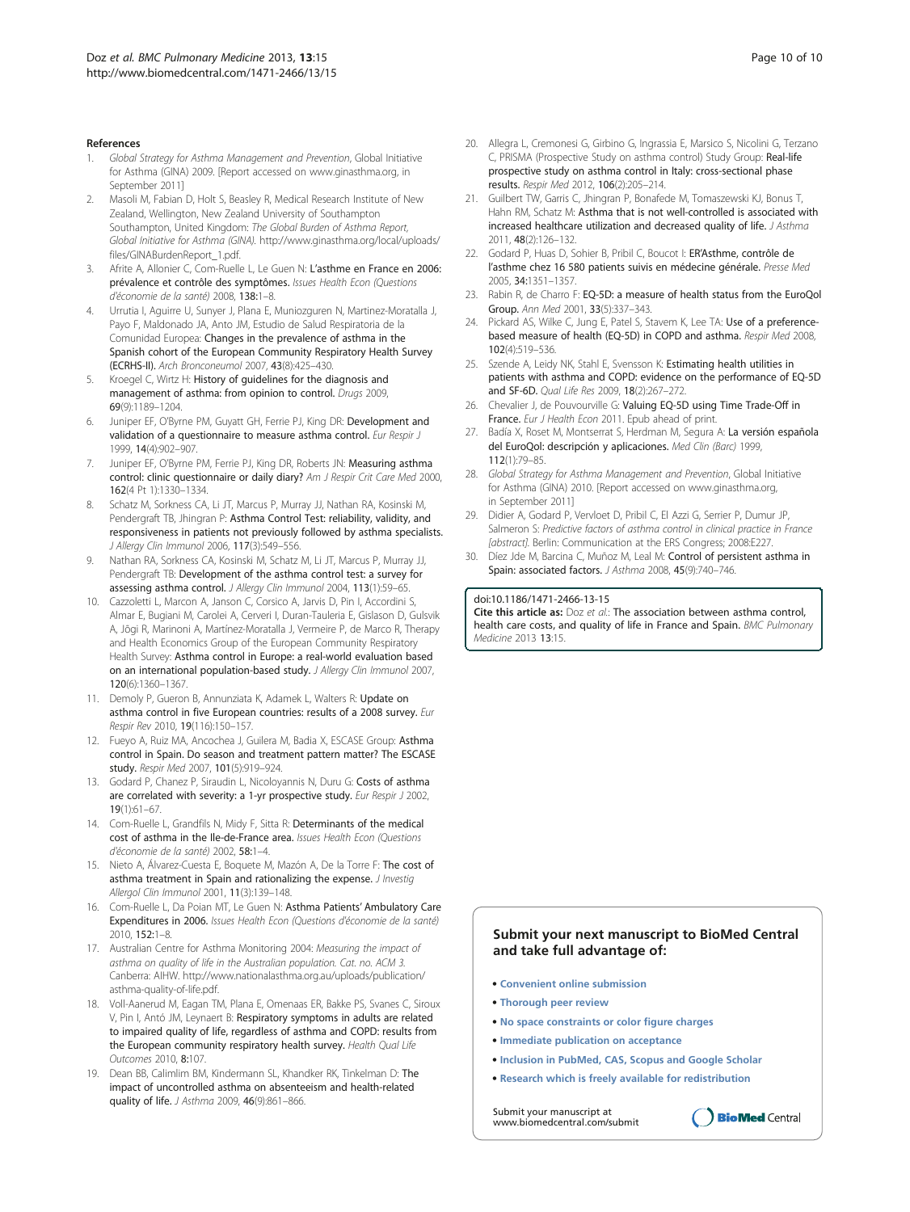## References

1. *Global Strategy for Asthma Management and Prevention*, Global Initiative for Asthma (GINA) 2009. [Report accessed on www.ginasthma.org, in September 2011]
2. Masoli M, Fabian D, Holt S, Beasley R, Medical Research Institute of New Zealand, Wellington, New Zealand University of Southampton Southampton, United Kingdom: *The Global Burden of Asthma Report, Global Initiative for Asthma (GINA).* http://www.ginasthma.org/local/uploads/files/GINABurdenReport_1.pdf.
3. Afrite A, Allonier C, Com-Ruelle L, Le Guen N: **L'asthme en France en 2006: prévalence et contrôle des symptômes.** *Issues Health Econ (Questions d'économie de la santé)* 2008, **138**:1–8.
4. Urrutia I, Aguirre U, Sunyer J, Plana E, Muniozguren N, Martinez-Moratalla J, Payo F, Maldonado JA, Anto JM, Estudio de Salud Respiratoria de la Comunidad Europea: **Changes in the prevalence of asthma in the Spanish cohort of the European Community Respiratory Health Survey (ECRHS-II).** *Arch Bronconeumol* 2007, **43**(8):425–430.
5. Kroegel C, Wirtz H: **History of guidelines for the diagnosis and management of asthma: from opinion to control.** *Drugs* 2009, **69**(9):1189–1204.
6. Juniper EF, O'Byrne PM, Guyatt GH, Ferrie PJ, King DR: **Development and validation of a questionnaire to measure asthma control.** *Eur Respir J* 1999, **14**(4):902–907.
7. Juniper EF, O'Byrne PM, Ferrie PJ, King DR, Roberts JN: **Measuring asthma control: clinic questionnaire or daily diary?** *Am J Respir Crit Care Med* 2000, **162**(4 Pt 1):1330–1334.
8. Schatz M, Sorkness CA, Li JT, Marcus P, Murray JJ, Nathan RA, Kosinski M, Pendergraft TB, Jhingran P: **Asthma Control Test: reliability, validity, and responsiveness in patients not previously followed by asthma specialists.** *J Allergy Clin Immunol* 2006, **117**(3):549–556.
9. Nathan RA, Sorkness CA, Kosinski M, Schatz M, Li JT, Marcus P, Murray JJ, Pendergraft TB: **Development of the asthma control test: a survey for assessing asthma control.** *J Allergy Clin Immunol* 2004, **113**(1):59–65.
10. Cazzoletti L, Marcon A, Janson C, Corsico A, Jarvis D, Pin I, Accordini S, Almar E, Bugiani M, Carolei A, Cerveri I, Duran-Tauleria E, Gislason D, Gulsvik A, Jõgi R, Marinoni A, Martínez-Moratalla J, Vermeire P, de Marco R, Therapy and Health Economics Group of the European Community Respiratory Health Survey: **Asthma control in Europe: a real-world evaluation based on an international population-based study.** *J Allergy Clin Immunol* 2007, **120**(6):1360–1367.
11. Demoly P, Gueron B, Annunziata K, Adamek L, Walters R: **Update on asthma control in five European countries: results of a 2008 survey.** *Eur Respir Rev* 2010, **19**(116):150–157.
12. Fueyo A, Ruiz MA, Ancochea J, Guilera M, Badia X, ESCASE Group: **Asthma control in Spain. Do season and treatment pattern matter? The ESCASE study.** *Respir Med* 2007, **101**(5):919–924.
13. Godard P, Chanez P, Siraudin L, Nicoloyannis N, Duru G: **Costs of asthma are correlated with severity: a 1-yr prospective study.** *Eur Respir J* 2002, **19**(1):61–67.
14. Com-Ruelle L, Grandfils N, Midy F, Sitta R: **Determinants of the medical cost of asthma in the Ile-de-France area.** *Issues Health Econ (Questions d'économie de la santé)* 2002, **58**:1–4.
15. Nieto A, Álvarez-Cuesta E, Boquete M, Mazón A, De la Torre F: **The cost of asthma treatment in Spain and rationalizing the expense.** *J Investig Allergol Clin Immunol* 2001, **11**(3):139–148.
16. Com-Ruelle L, Da Poian MT, Le Guen N: **Asthma Patients' Ambulatory Care Expenditures in 2006.** *Issues Health Econ (Questions d'économie de la santé)* 2010, **152**:1–8.
17. Australian Centre for Asthma Monitoring 2004: *Measuring the impact of asthma on quality of life in the Australian population. Cat. no. ACM 3.* Canberra: AIHW. http://www.nationalasthma.org.au/uploads/publication/asthma-quality-of-life.pdf.
18. Voll-Aanerud M, Eagan TM, Plana E, Omenaas ER, Bakke PS, Svanes C, Siroux V, Pin I, Antó JM, Leynaert B: **Respiratory symptoms in adults are related to impaired quality of life, regardless of asthma and COPD: results from the European community respiratory health survey.** *Health Qual Life Outcomes* 2010, **8**:107.
19. Dean BB, Calimlim BM, Kindermann SL, Khandker RK, Tinkelman D: **The impact of uncontrolled asthma on absenteeism and health-related quality of life.** *J Asthma* 2009, **46**(9):861–866.
20. Allegra L, Cremonesi G, Girbino G, Ingrassia E, Marsico S, Nicolini G, Terzano C, PRISMA (Prospective Study on asthma control) Study Group: **Real-life prospective study on asthma control in Italy: cross-sectional phase results.** *Respir Med* 2012, **106**(2):205–214.
21. Guilbert TW, Garris C, Jhingran P, Bonafede M, Tomaszewski KJ, Bonus T, Hahn RM, Schatz M: **Asthma that is not well-controlled is associated with increased healthcare utilization and decreased quality of life.** *J Asthma* 2011, **48**(2):126–132.
22. Godard P, Huas D, Sohier B, Pribil C, Boucot I: **ER'Asthme, contrôle de l'asthme chez 16 580 patients suivis en médecine générale.** *Presse Med* 2005, **34**:1351–1357.
23. Rabin R, de Charro F: **EQ-5D: a measure of health status from the EuroQol Group.** *Ann Med* 2001, **33**(5):337–343.
24. Pickard AS, Wilke C, Jung E, Patel S, Stavem K, Lee TA: **Use of a preference-based measure of health (EQ-5D) in COPD and asthma.** *Respir Med* 2008, **102**(4):519–536.
25. Szende A, Leidy NK, Stahl E, Svensson K: **Estimating health utilities in patients with asthma and COPD: evidence on the performance of EQ-5D and SF-6D.** *Qual Life Res* 2009, **18**(2):267–272.
26. Chevalier J, de Pouvourville G: **Valuing EQ-5D using Time Trade-Off in France.** *Eur J Health Econ* 2011. Epub ahead of print.
27. Badía X, Roset M, Montserrat S, Herdman M, Segura A: **La versión española del EuroQol: descripción y aplicaciones.** *Med Clin (Barc)* 1999, **112**(1):79–85.
28. *Global Strategy for Asthma Management and Prevention*, Global Initiative for Asthma (GINA) 2010. [Report accessed on www.ginasthma.org, in September 2011]
29. Didier A, Godard P, Vervloet D, Pribil C, El Azzi G, Serrier P, Dumur JP, Salmeron S: *Predictive factors of asthma control in clinical practice in France [abstract].* Berlin: Communication at the ERS Congress; 2008:E227.
30. Díez Jde M, Barcina C, Muñoz M, Leal M: **Control of persistent asthma in Spain: associated factors.** *J Asthma* 2008, **45**(9):740–746.

doi:10.1186/1471-2466-13-15

**Cite this article as:** Doz *et al.*: The association between asthma control, health care costs, and quality of life in France and Spain. *BMC Pulmonary Medicine* 2013 **13**:15.

**Submit your next manuscript to BioMed Central and take full advantage of:**

- **Convenient online submission**
- **Thorough peer review**
- **No space constraints or color figure charges**
- **Immediate publication on acceptance**
- **Inclusion in PubMed, CAS, Scopus and Google Scholar**
- **Research which is freely available for redistribution**

Submit your manuscript at www.biomedcentral.com/submit

BioMed Central